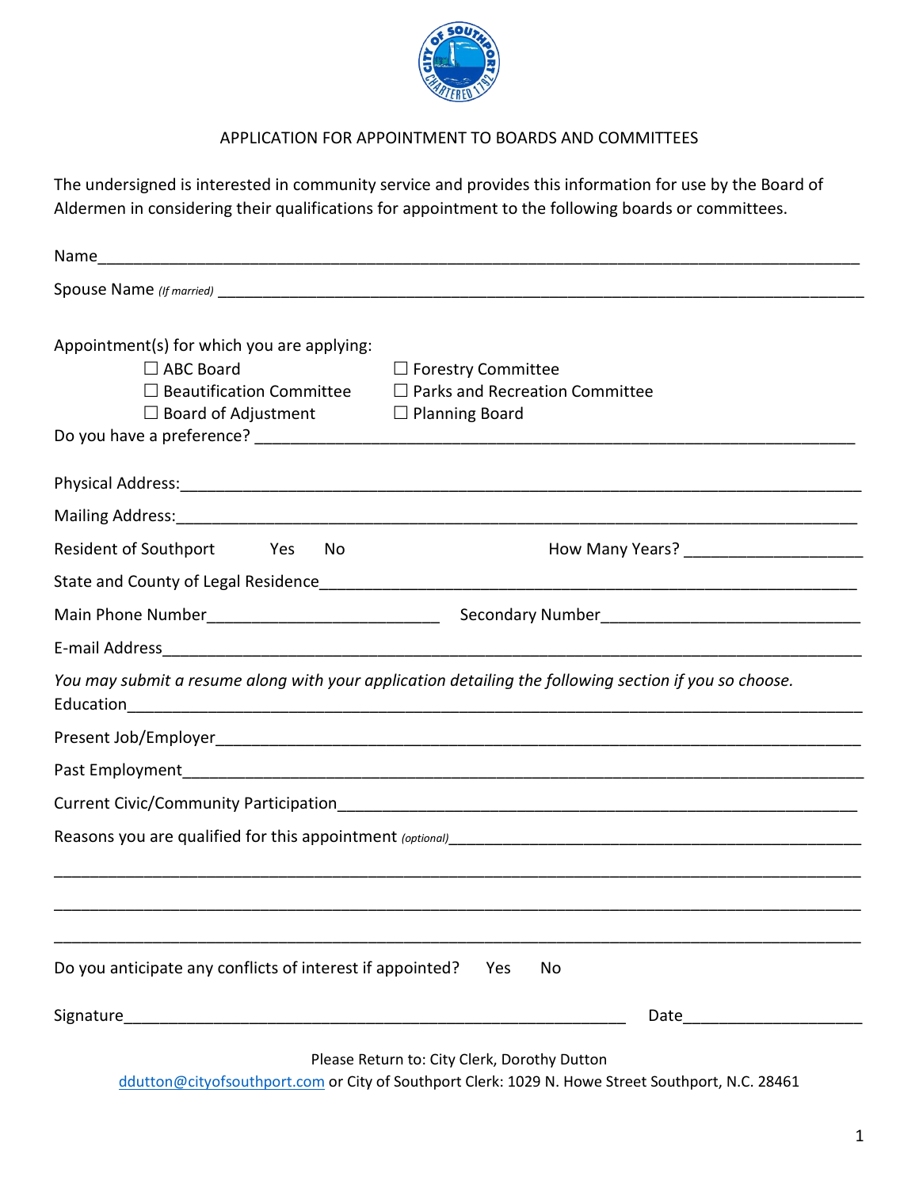# APPLICATION FOR APPOINTMENT TO BOARDS AND COMMITTEES

The undersigned is interested in community service and provides this information for use by the Board of Aldermen in considering their qualifications for appointment to the following boards or committees.

Name_______________________________________________________________________________

Spouse Name *(If married)* ____________________________________________________________

Appointment(s) for which you are applying:

☐ ABC Board ☐ Forestry Committee
☐ Beautification Committee ☐ Parks and Recreation Committee
☐ Board of Adjustment ☐ Planning Board

Do you have a preference? ______________________________________________________________

Physical Address:___________________________________________________________________

Mailing Address:____________________________________________________________________

Resident of Southport Yes No How Many Years? ____________________

State and County of Legal Residence_____________________________________________________

Main Phone Number_________________________ Secondary Number____________________________

E-mail Address______________________________________________________________________

*You may submit a resume along with your application detailing the following section if you so choose.*

Education__________________________________________________________________________

Present Job/Employer_________________________________________________________________

Past Employment____________________________________________________________________

Current Civic/Community Participation___________________________________________________

Reasons you are qualified for this appointment *(optional)*_____________________________________

___________________________________________________________________________________

___________________________________________________________________________________

___________________________________________________________________________________

Do you anticipate any conflicts of interest if appointed? Yes No

Signature__________________________________________________ Date____________________

Please Return to: City Clerk, Dorothy Dutton
ddutton@cityofsouthport.com or City of Southport Clerk: 1029 N. Howe Street Southport, N.C. 28461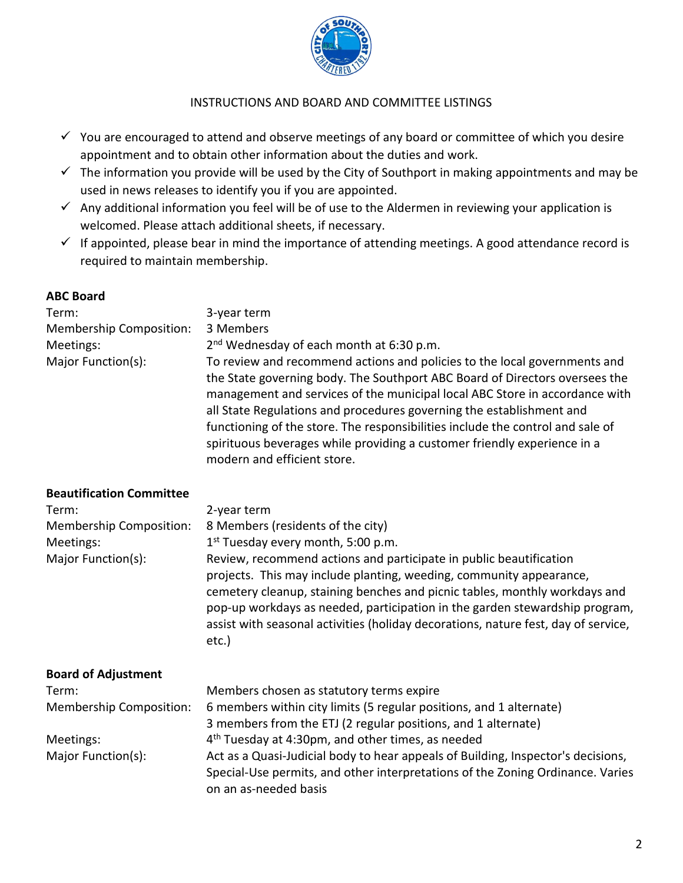INSTRUCTIONS AND BOARD AND COMMITTEE LISTINGS

- ✓ You are encouraged to attend and observe meetings of any board or committee of which you desire appointment and to obtain other information about the duties and work.
- ✓ The information you provide will be used by the City of Southport in making appointments and may be used in news releases to identify you if you are appointed.
- ✓ Any additional information you feel will be of use to the Aldermen in reviewing your application is welcomed. Please attach additional sheets, if necessary.
- ✓ If appointed, please bear in mind the importance of attending meetings. A good attendance record is required to maintain membership.

**ABC Board**

| | |
|---|---|
| Term: | 3-year term |
| Membership Composition: | 3 Members |
| Meetings: | 2nd Wednesday of each month at 6:30 p.m. |
| Major Function(s): | To review and recommend actions and policies to the local governments and the State governing body. The Southport ABC Board of Directors oversees the management and services of the municipal local ABC Store in accordance with all State Regulations and procedures governing the establishment and functioning of the store. The responsibilities include the control and sale of spirituous beverages while providing a customer friendly experience in a modern and efficient store. |

**Beautification Committee**

| | |
|---|---|
| Term: | 2-year term |
| Membership Composition: | 8 Members (residents of the city) |
| Meetings: | 1st Tuesday every month, 5:00 p.m. |
| Major Function(s): | Review, recommend actions and participate in public beautification projects. This may include planting, weeding, community appearance, cemetery cleanup, staining benches and picnic tables, monthly workdays and pop-up workdays as needed, participation in the garden stewardship program, assist with seasonal activities (holiday decorations, nature fest, day of service, etc.) |

**Board of Adjustment**

| | |
|---|---|
| Term: | Members chosen as statutory terms expire |
| Membership Composition: | 6 members within city limits (5 regular positions, and 1 alternate)<br>3 members from the ETJ (2 regular positions, and 1 alternate) |
| Meetings: | 4th Tuesday at 4:30pm, and other times, as needed |
| Major Function(s): | Act as a Quasi-Judicial body to hear appeals of Building, Inspector's decisions, Special-Use permits, and other interpretations of the Zoning Ordinance. Varies on an as-needed basis |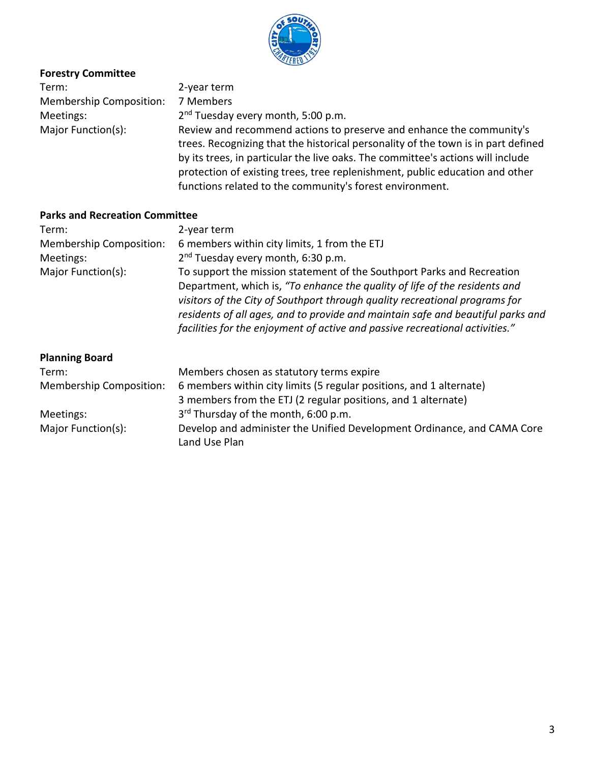**Forestry Committee**

| | |
|---|---|
| Term: | 2-year term |
| Membership Composition: | 7 Members |
| Meetings: | 2nd Tuesday every month, 5:00 p.m. |
| Major Function(s): | Review and recommend actions to preserve and enhance the community's trees. Recognizing that the historical personality of the town is in part defined by its trees, in particular the live oaks. The committee's actions will include protection of existing trees, tree replenishment, public education and other functions related to the community's forest environment. |

**Parks and Recreation Committee**

| | |
|---|---|
| Term: | 2-year term |
| Membership Composition: | 6 members within city limits, 1 from the ETJ |
| Meetings: | 2nd Tuesday every month, 6:30 p.m. |
| Major Function(s): | To support the mission statement of the Southport Parks and Recreation Department, which is, *"To enhance the quality of life of the residents and visitors of the City of Southport through quality recreational programs for residents of all ages, and to provide and maintain safe and beautiful parks and facilities for the enjoyment of active and passive recreational activities."* |

**Planning Board**

| | |
|---|---|
| Term: | Members chosen as statutory terms expire |
| Membership Composition: | 6 members within city limits (5 regular positions, and 1 alternate)<br>3 members from the ETJ (2 regular positions, and 1 alternate) |
| Meetings: | 3rd Thursday of the month, 6:00 p.m. |
| Major Function(s): | Develop and administer the Unified Development Ordinance, and CAMA Core Land Use Plan |